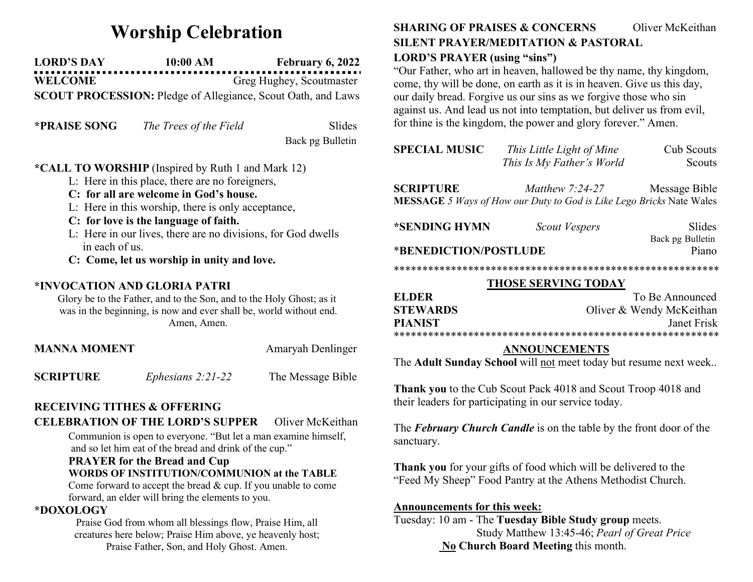# Worship Celebration

**LORD'S DAY** **10:00 AM** **February 6, 2022**

**WELCOME** Greg Hughey, Scoutmaster

**SCOUT PROCESSION:** Pledge of Allegiance, Scout Oath, and Laws

**\*PRAISE SONG** *The Trees of the Field* Slides
Back pg Bulletin

**\*CALL TO WORSHIP** (Inspired by Ruth 1 and Mark 12)

L: Here in this place, there are no foreigners,
**C: for all are welcome in God's house.**
L: Here in this worship, there is only acceptance,
**C: for love is the language of faith.**
L: Here in our lives, there are no divisions, for God dwells in each of us.
**C: Come, let us worship in unity and love.**

**\*INVOCATION AND GLORIA PATRI**

Glory be to the Father, and to the Son, and to the Holy Ghost; as it was in the beginning, is now and ever shall be, world without end. Amen, Amen.

**MANNA MOMENT** Amaryah Denlinger

**SCRIPTURE** *Ephesians 2:21-22* The Message Bible

**RECEIVING TITHES & OFFERING**

**CELEBRATION OF THE LORD'S SUPPER** Oliver McKeithan

Communion is open to everyone. "But let a man examine himself, and so let him eat of the bread and drink of the cup."

**PRAYER for the Bread and Cup**

**WORDS OF INSTITUTION/COMMUNION at the TABLE**

Come forward to accept the bread & cup. If you unable to come forward, an elder will bring the elements to you.

**\*DOXOLOGY**

Praise God from whom all blessings flow, Praise Him, all creatures here below; Praise Him above, ye heavenly host; Praise Father, Son, and Holy Ghost. Amen.

**SHARING OF PRAISES & CONCERNS** Oliver McKeithan

**SILENT PRAYER/MEDITATION & PASTORAL**

**LORD'S PRAYER (using "sins")**

"Our Father, who art in heaven, hallowed be thy name, thy kingdom, come, thy will be done, on earth as it is in heaven. Give us this day, our daily bread. Forgive us our sins as we forgive those who sin against us. And lead us not into temptation, but deliver us from evil, for thine is the kingdom, the power and glory forever." Amen.

**SPECIAL MUSIC** *This Little Light of Mine* Cub Scouts
*This Is My Father's World* Scouts

**SCRIPTURE** *Matthew 7:24-27* Message Bible

**MESSAGE** *5 Ways of How our Duty to God is Like Lego Bricks* Nate Wales

**\*SENDING HYMN** *Scout Vespers* Slides
Back pg Bulletin

\***BENEDICTION/POSTLUDE** Piano

\*\*\*\*\*\*\*\*\*\*\*\*\*\*\*\*\*\*\*\*\*\*\*\*\*\*\*\*\*\*\*\*\*\*\*\*\*\*\*\*\*\*\*\*\*\*\*\*\*\*\*\*\*\*\*\*

## THOSE SERVING TODAY

**ELDER** To Be Announced
**STEWARDS** Oliver & Wendy McKeithan
**PIANIST** Janet Frisk

\*\*\*\*\*\*\*\*\*\*\*\*\*\*\*\*\*\*\*\*\*\*\*\*\*\*\*\*\*\*\*\*\*\*\*\*\*\*\*\*\*\*\*\*\*\*\*\*\*\*\*\*\*\*\*\*

## ANNOUNCEMENTS

The **Adult Sunday School** will not meet today but resume next week..

**Thank you** to the Cub Scout Pack 4018 and Scout Troop 4018 and their leaders for participating in our service today.

The ***February Church Candle*** is on the table by the front door of the sanctuary.

**Thank you** for your gifts of food which will be delivered to the "Feed My Sheep" Food Pantry at the Athens Methodist Church.

**Announcements for this week:**

Tuesday: 10 am - The **Tuesday Bible Study group** meets.
Study Matthew 13:45-46; *Pearl of Great Price*
**No Church Board Meeting** this month.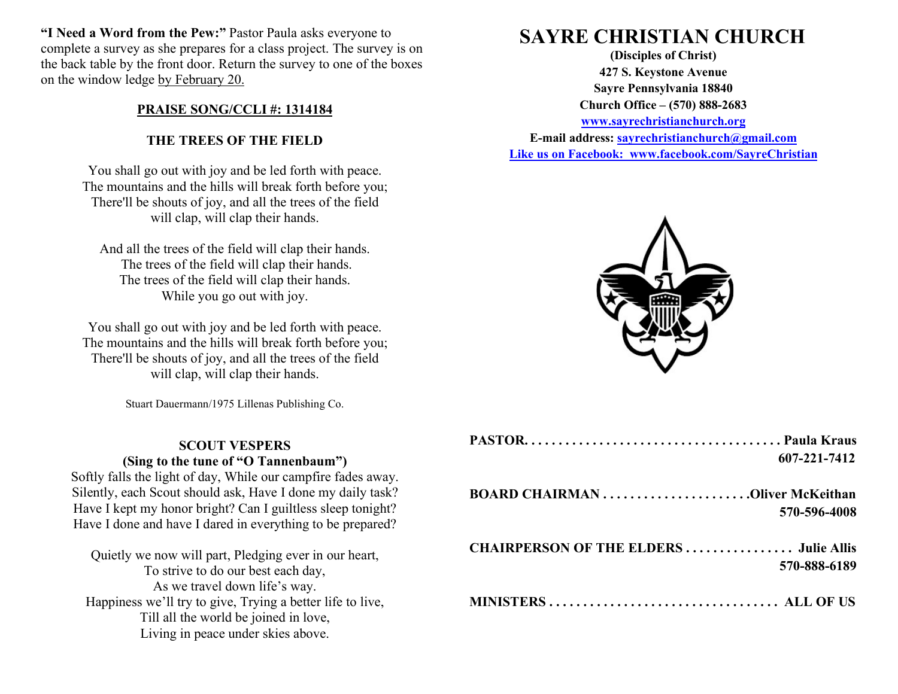**"I Need a Word from the Pew:"** Pastor Paula asks everyone to complete a survey as she prepares for a class project. The survey is on the back table by the front door. Return the survey to one of the boxes on the window ledge by February 20.

**PRAISE SONG/CCLI #: 1314184**

**THE TREES OF THE FIELD**

You shall go out with joy and be led forth with peace.
The mountains and the hills will break forth before you;
There'll be shouts of joy, and all the trees of the field
will clap, will clap their hands.

And all the trees of the field will clap their hands.
The trees of the field will clap their hands.
The trees of the field will clap their hands.
While you go out with joy.

You shall go out with joy and be led forth with peace.
The mountains and the hills will break forth before you;
There'll be shouts of joy, and all the trees of the field
will clap, will clap their hands.

Stuart Dauermann/1975 Lillenas Publishing Co.

**SCOUT VESPERS**
**(Sing to the tune of "O Tannenbaum")**

Softly falls the light of day, While our campfire fades away.
Silently, each Scout should ask, Have I done my daily task?
Have I kept my honor bright? Can I guiltless sleep tonight?
Have I done and have I dared in everything to be prepared?

Quietly we now will part, Pledging ever in our heart,
To strive to do our best each day,
As we travel down life's way.
Happiness we'll try to give, Trying a better life to live,
Till all the world be joined in love,
Living in peace under skies above.

# SAYRE CHRISTIAN CHURCH

**(Disciples of Christ)**
**427 S. Keystone Avenue**
**Sayre Pennsylvania 18840**
**Church Office – (570) 888-2683**
**www.sayrechristianchurch.org**
**E-mail address: sayrechristianchurch@gmail.com**
**Like us on Facebook: www.facebook.com/SayreChristian**

**PASTOR. . . . . . . . . . . . . . . . . . . . . . . . . . . . . . . . . . . . . . Paula Kraus**
**607-221-7412**

**BOARD CHAIRMAN . . . . . . . . . . . . . . . . . . . . . .Oliver McKeithan**
**570-596-4008**

**CHAIRPERSON OF THE ELDERS . . . . . . . . . . . . . . . . Julie Allis**
**570-888-6189**

**MINISTERS . . . . . . . . . . . . . . . . . . . . . . . . . . . . . . . . . . ALL OF US**